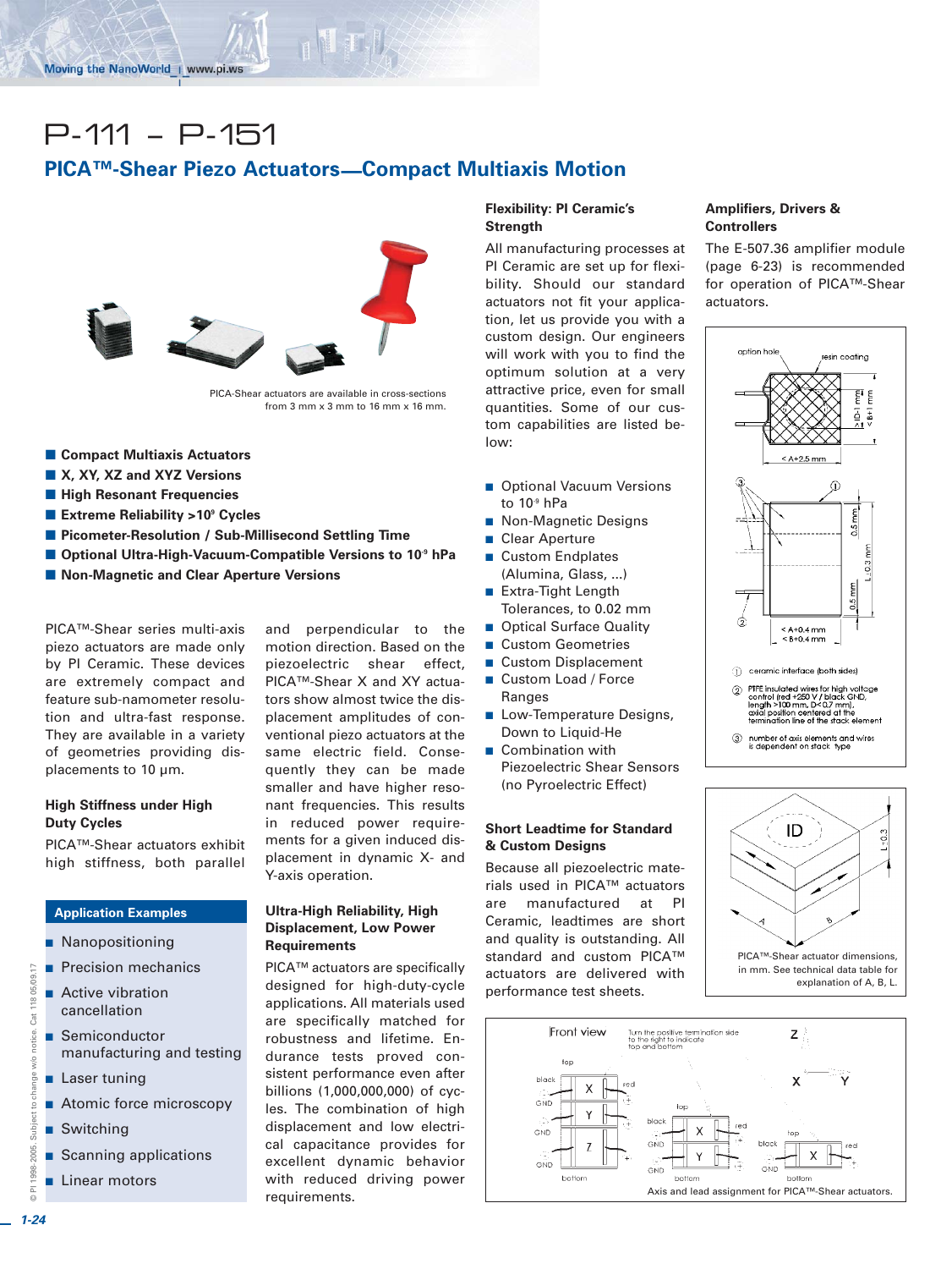# P-111 – P-151

## PICA™-Shear Piezo Actuators—Compact Multiaxis Motion

PICA-Shear actuators are available in cross-sections from 3 mm x 3 mm to 16 mm x 16 mm.

- **Compact Multiaxis Actuators**
- **X, XY, XZ and XYZ Versions**
- **High Resonant Frequencies**
- **Extreme Reliability >10⁹ Cycles**
- **Picometer-Resolution / Sub-Millisecond Settling Time**
- **Optional Ultra-High-Vacuum-Compatible Versions to 10⁻⁹ hPa**
- **Non-Magnetic and Clear Aperture Versions**

PICA™-Shear series multi-axis piezo actuators are made only by PI Ceramic. These devices are extremely compact and feature sub-nanometer resolution and ultra-fast response. They are available in a variety of geometries providing displacements to 10 µm.

### High Stiffness under High Duty Cycles

PICA™-Shear actuators exhibit high stiffness, both parallel and perpendicular to the motion direction. Based on the piezoelectric shear effect, PICA™-Shear X and XY actuators show almost twice the displacement amplitudes of conventional piezo actuators at the same electric field. Consequently they can be made smaller and have higher resonant frequencies. This results in reduced power requirements for a given induced displacement in dynamic X- and Y-axis operation.

### Application Examples

- Nanopositioning
- Precision mechanics
- Active vibration cancellation
- Semiconductor manufacturing and testing
- Laser tuning
- Atomic force microscopy
- Switching
- Scanning applications
- Linear motors

### Ultra-High Reliability, High Displacement, Low Power Requirements

PICA™ actuators are specifically designed for high-duty-cycle applications. All materials used are specifically matched for robustness and lifetime. Endurance tests proved consistent performance even after billions (1,000,000,000) of cycles. The combination of high displacement and low electrical capacitance provides for excellent dynamic behavior with reduced driving power requirements.

### Flexibility: PI Ceramic's Strength

All manufacturing processes at PI Ceramic are set up for flexibility. Should our standard actuators not fit your application, let us provide you with a custom design. Our engineers will work with you to find the optimum solution at a very attractive price, even for small quantities. Some of our custom capabilities are listed below:

- Optional Vacuum Versions to 10⁻⁹ hPa
- Non-Magnetic Designs
- Clear Aperture
- Custom Endplates (Alumina, Glass, ...)
- Extra-Tight Length Tolerances, to 0.02 mm
- Optical Surface Quality
- Custom Geometries
- Custom Displacement
- Custom Load / Force Ranges
- Low-Temperature Designs, Down to Liquid-He
- Combination with Piezoelectric Shear Sensors (no Pyroelectric Effect)

### Short Leadtime for Standard & Custom Designs

Because all piezoelectric materials used in PICA™ actuators are manufactured at PI Ceramic, leadtimes are short and quality is outstanding. All standard and custom PICA™ actuators are delivered with performance test sheets.

### Amplifiers, Drivers & Controllers

The E-507.36 amplifier module (page 6-23) is recommended for operation of PICA™-Shear actuators.

option hole, resin coating, ≥ ID-1 mm, < B+1 mm, < A+2.5 mm, 0.5 mm, L±0.3 mm, 0.5 mm, < A+0.4 mm, < B+0.4 mm

1. ceramic interface (both sides)
2. PTFE insulated wires for high voltage control (red +250 V / black GND, length >100 mm, D<0.7 mm), axial position centered at the termination line of the stack element
3. number of axis elements and wires is dependent on stack type

PICA™-Shear actuator dimensions, in mm. See technical data table for explanation of A, B, L.

Axis and lead assignment for PICA™-Shear actuators.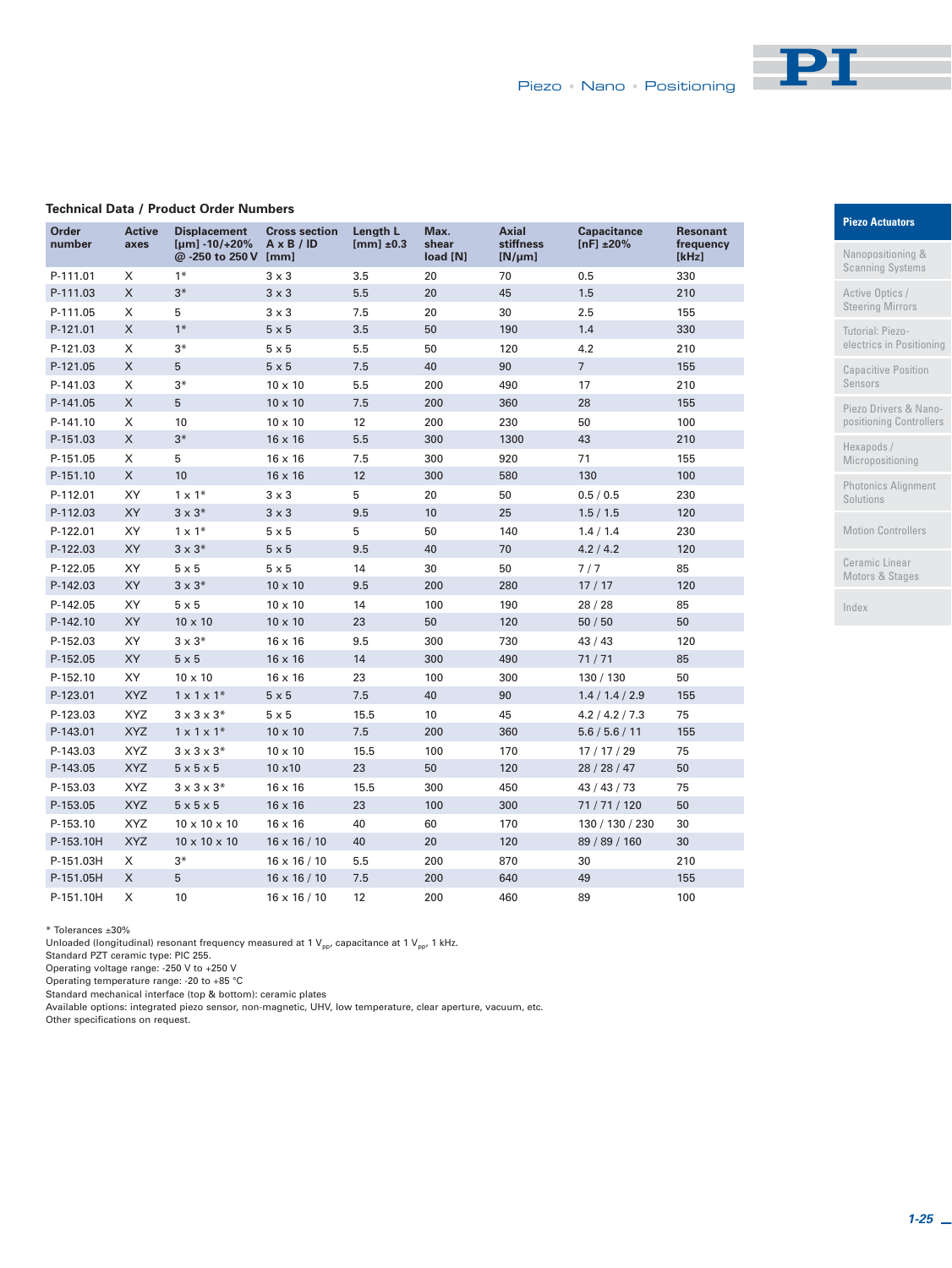### Technical Data / Product Order Numbers

| Order number | Active axes | Displacement [µm] -10/+20% @ -250 to 250 V | Cross section A x B / ID [mm] | Length L [mm] ±0.3 | Max. shear load [N] | Axial stiffness [N/µm] | Capacitance [nF] ±20% | Resonant frequency [kHz] |
|---|---|---|---|---|---|---|---|---|
| P-111.01 | X | 1* | 3 x 3 | 3.5 | 20 | 70 | 0.5 | 330 |
| P-111.03 | X | 3* | 3 x 3 | 5.5 | 20 | 45 | 1.5 | 210 |
| P-111.05 | X | 5 | 3 x 3 | 7.5 | 20 | 30 | 2.5 | 155 |
| P-121.01 | X | 1* | 5 x 5 | 3.5 | 50 | 190 | 1.4 | 330 |
| P-121.03 | X | 3* | 5 x 5 | 5.5 | 50 | 120 | 4.2 | 210 |
| P-121.05 | X | 5 | 5 x 5 | 7.5 | 40 | 90 | 7 | 155 |
| P-141.03 | X | 3* | 10 x 10 | 5.5 | 200 | 490 | 17 | 210 |
| P-141.05 | X | 5 | 10 x 10 | 7.5 | 200 | 360 | 28 | 155 |
| P-141.10 | X | 10 | 10 x 10 | 12 | 200 | 230 | 50 | 100 |
| P-151.03 | X | 3* | 16 x 16 | 5.5 | 300 | 1300 | 43 | 210 |
| P-151.05 | X | 5 | 16 x 16 | 7.5 | 300 | 920 | 71 | 155 |
| P-151.10 | X | 10 | 16 x 16 | 12 | 300 | 580 | 130 | 100 |
| P-112.01 | XY | 1 x 1* | 3 x 3 | 5 | 20 | 50 | 0.5 / 0.5 | 230 |
| P-112.03 | XY | 3 x 3* | 3 x 3 | 9.5 | 10 | 25 | 1.5 / 1.5 | 120 |
| P-122.01 | XY | 1 x 1* | 5 x 5 | 5 | 50 | 140 | 1.4 / 1.4 | 230 |
| P-122.03 | XY | 3 x 3* | 5 x 5 | 9.5 | 40 | 70 | 4.2 / 4.2 | 120 |
| P-122.05 | XY | 5 x 5 | 5 x 5 | 14 | 30 | 50 | 7 / 7 | 85 |
| P-142.03 | XY | 3 x 3* | 10 x 10 | 9.5 | 200 | 280 | 17 / 17 | 120 |
| P-142.05 | XY | 5 x 5 | 10 x 10 | 14 | 100 | 190 | 28 / 28 | 85 |
| P-142.10 | XY | 10 x 10 | 10 x 10 | 23 | 50 | 120 | 50 / 50 | 50 |
| P-152.03 | XY | 3 x 3* | 16 x 16 | 9.5 | 300 | 730 | 43 / 43 | 120 |
| P-152.05 | XY | 5 x 5 | 16 x 16 | 14 | 300 | 490 | 71 / 71 | 85 |
| P-152.10 | XY | 10 x 10 | 16 x 16 | 23 | 100 | 300 | 130 / 130 | 50 |
| P-123.01 | XYZ | 1 x 1 x 1* | 5 x 5 | 7.5 | 40 | 90 | 1.4 / 1.4 / 2.9 | 155 |
| P-123.03 | XYZ | 3 x 3 x 3* | 5 x 5 | 15.5 | 10 | 45 | 4.2 / 4.2 / 7.3 | 75 |
| P-143.01 | XYZ | 1 x 1 x 1* | 10 x 10 | 7.5 | 200 | 360 | 5.6 / 5.6 / 11 | 155 |
| P-143.03 | XYZ | 3 x 3 x 3* | 10 x 10 | 15.5 | 100 | 170 | 17 / 17 / 29 | 75 |
| P-143.05 | XYZ | 5 x 5 x 5 | 10 x10 | 23 | 50 | 120 | 28 / 28 / 47 | 50 |
| P-153.03 | XYZ | 3 x 3 x 3* | 16 x 16 | 15.5 | 300 | 450 | 43 / 43 / 73 | 75 |
| P-153.05 | XYZ | 5 x 5 x 5 | 16 x 16 | 23 | 100 | 300 | 71 / 71 / 120 | 50 |
| P-153.10 | XYZ | 10 x 10 x 10 | 16 x 16 | 40 | 60 | 170 | 130 / 130 / 230 | 30 |
| P-153.10H | XYZ | 10 x 10 x 10 | 16 x 16 / 10 | 40 | 20 | 120 | 89 / 89 / 160 | 30 |
| P-151.03H | X | 3* | 16 x 16 / 10 | 5.5 | 200 | 870 | 30 | 210 |
| P-151.05H | X | 5 | 16 x 16 / 10 | 7.5 | 200 | 640 | 49 | 155 |
| P-151.10H | X | 10 | 16 x 16 / 10 | 12 | 200 | 460 | 89 | 100 |

* Tolerances ±30%
Unloaded (longitudinal) resonant frequency measured at 1 $V_{pp}$, capacitance at 1 $V_{pp}$, 1 kHz.
Standard PZT ceramic type: PIC 255.
Operating voltage range: -250 V to +250 V
Operating temperature range: -20 to +85 °C
Standard mechanical interface (top & bottom): ceramic plates
Available options: integrated piezo sensor, non-magnetic, UHV, low temperature, clear aperture, vacuum, etc.
Other specifications on request.